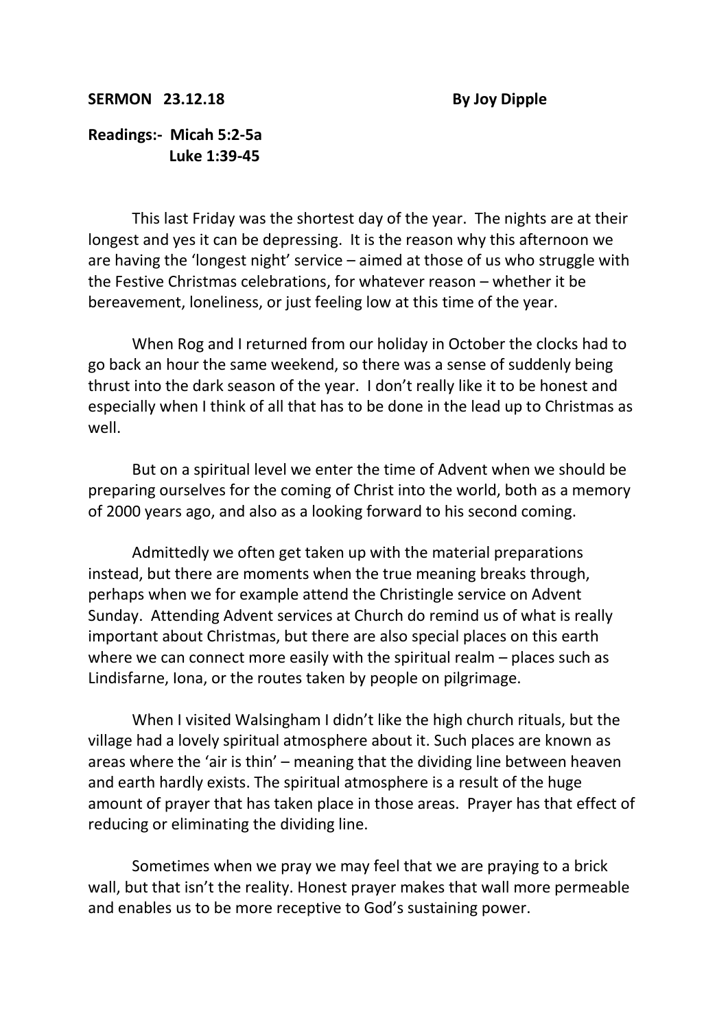**SERMON 23.12.18** **By Joy Dipple**

**Readings:- Micah 5:2-5a**
**Luke 1:39-45**

This last Friday was the shortest day of the year. The nights are at their longest and yes it can be depressing. It is the reason why this afternoon we are having the 'longest night' service – aimed at those of us who struggle with the Festive Christmas celebrations, for whatever reason – whether it be bereavement, loneliness, or just feeling low at this time of the year.

When Rog and I returned from our holiday in October the clocks had to go back an hour the same weekend, so there was a sense of suddenly being thrust into the dark season of the year. I don't really like it to be honest and especially when I think of all that has to be done in the lead up to Christmas as well.

But on a spiritual level we enter the time of Advent when we should be preparing ourselves for the coming of Christ into the world, both as a memory of 2000 years ago, and also as a looking forward to his second coming.

Admittedly we often get taken up with the material preparations instead, but there are moments when the true meaning breaks through, perhaps when we for example attend the Christingle service on Advent Sunday. Attending Advent services at Church do remind us of what is really important about Christmas, but there are also special places on this earth where we can connect more easily with the spiritual realm – places such as Lindisfarne, Iona, or the routes taken by people on pilgrimage.

When I visited Walsingham I didn't like the high church rituals, but the village had a lovely spiritual atmosphere about it. Such places are known as areas where the 'air is thin' – meaning that the dividing line between heaven and earth hardly exists. The spiritual atmosphere is a result of the huge amount of prayer that has taken place in those areas. Prayer has that effect of reducing or eliminating the dividing line.

Sometimes when we pray we may feel that we are praying to a brick wall, but that isn't the reality. Honest prayer makes that wall more permeable and enables us to be more receptive to God's sustaining power.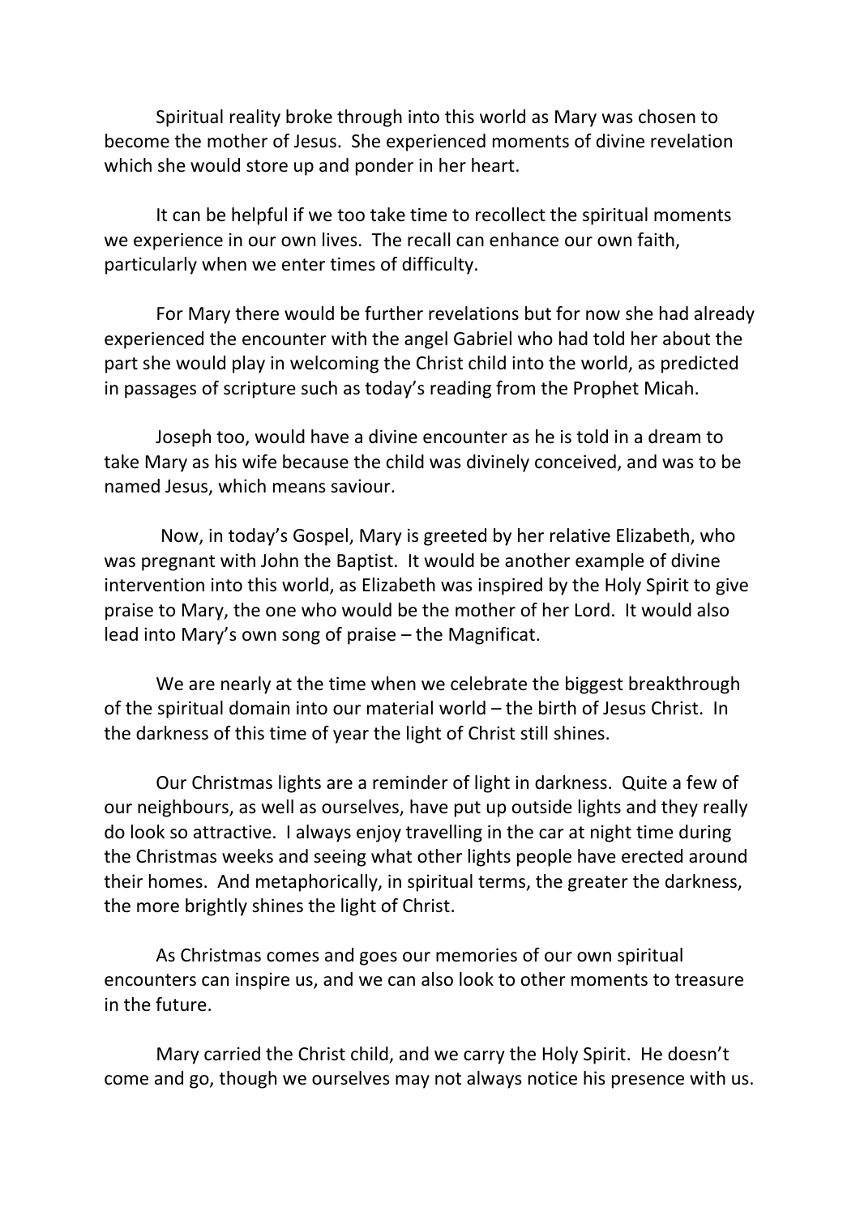Spiritual reality broke through into this world as Mary was chosen to become the mother of Jesus. She experienced moments of divine revelation which she would store up and ponder in her heart.

It can be helpful if we too take time to recollect the spiritual moments we experience in our own lives. The recall can enhance our own faith, particularly when we enter times of difficulty.

For Mary there would be further revelations but for now she had already experienced the encounter with the angel Gabriel who had told her about the part she would play in welcoming the Christ child into the world, as predicted in passages of scripture such as today's reading from the Prophet Micah.

Joseph too, would have a divine encounter as he is told in a dream to take Mary as his wife because the child was divinely conceived, and was to be named Jesus, which means saviour.

Now, in today's Gospel, Mary is greeted by her relative Elizabeth, who was pregnant with John the Baptist. It would be another example of divine intervention into this world, as Elizabeth was inspired by the Holy Spirit to give praise to Mary, the one who would be the mother of her Lord. It would also lead into Mary's own song of praise – the Magnificat.

We are nearly at the time when we celebrate the biggest breakthrough of the spiritual domain into our material world – the birth of Jesus Christ. In the darkness of this time of year the light of Christ still shines.

Our Christmas lights are a reminder of light in darkness. Quite a few of our neighbours, as well as ourselves, have put up outside lights and they really do look so attractive. I always enjoy travelling in the car at night time during the Christmas weeks and seeing what other lights people have erected around their homes. And metaphorically, in spiritual terms, the greater the darkness, the more brightly shines the light of Christ.

As Christmas comes and goes our memories of our own spiritual encounters can inspire us, and we can also look to other moments to treasure in the future.

Mary carried the Christ child, and we carry the Holy Spirit. He doesn't come and go, though we ourselves may not always notice his presence with us.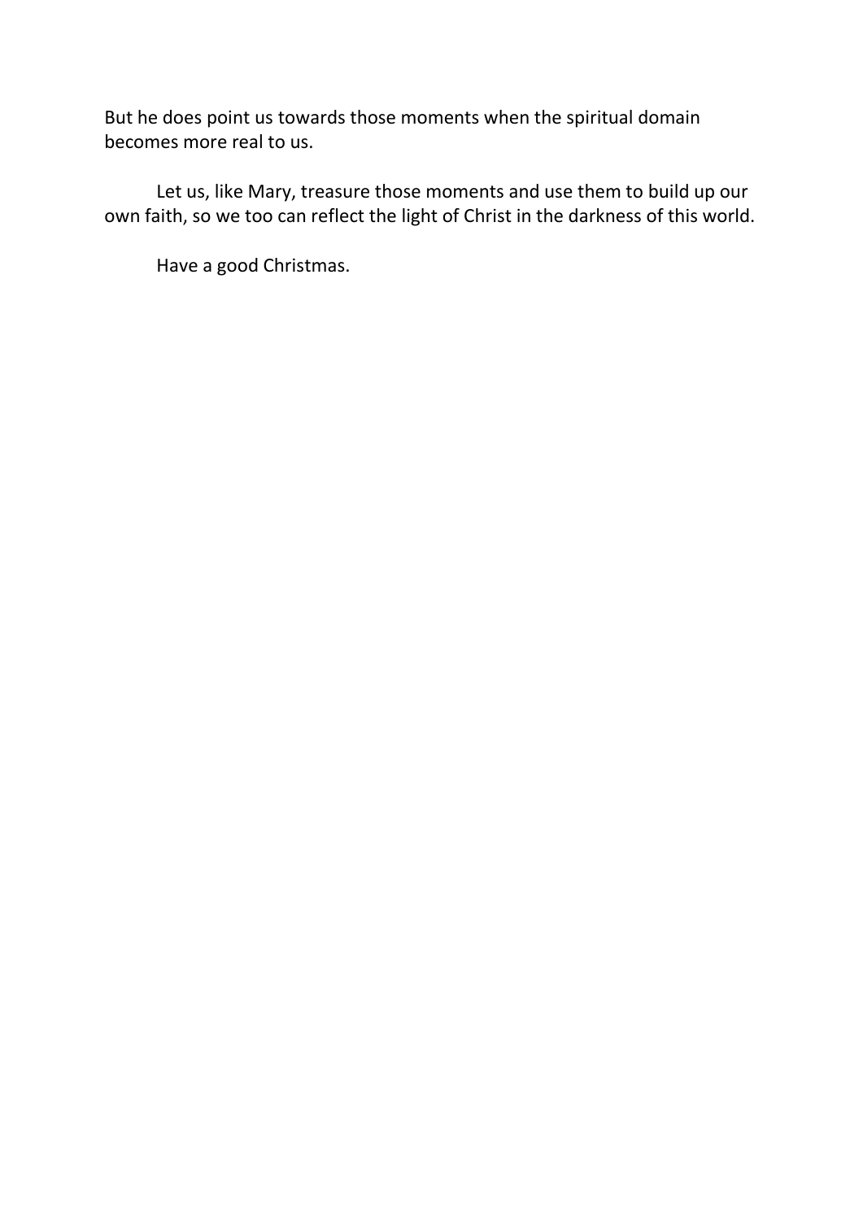But he does point us towards those moments when the spiritual domain becomes more real to us.

Let us, like Mary, treasure those moments and use them to build up our own faith, so we too can reflect the light of Christ in the darkness of this world.

Have a good Christmas.